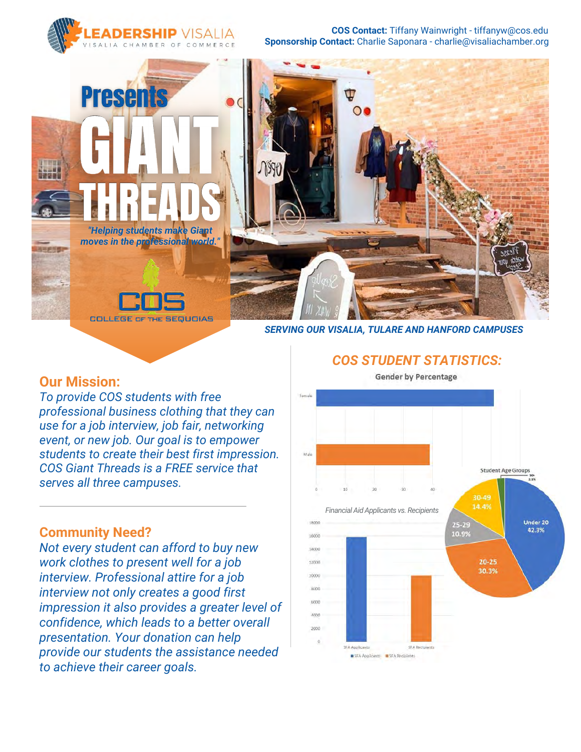LEADERSHIP VISALIA
VISALIA CHAMBER OF COMMERCE

**COS Contact:** Tiffany Wainwright - tiffanyw@cos.edu
**Sponsorship Contact:** Charlie Saponara - charlie@visaliachamber.org

# Presents GIANT THREADS

*"Helping students make Giant moves in the professional world."*

COS
COLLEGE OF THE SEQUOIAS

***SERVING OUR VISALIA, TULARE AND HANFORD CAMPUSES***

## Our Mission:

*To provide COS students with free professional business clothing that they can use for a job interview, job fair, networking event, or new job. Our goal is to empower students to create their best first impression. COS Giant Threads is a FREE service that serves all three campuses.*

## Community Need?

*Not every student can afford to buy new work clothes to present well for a job interview. Professional attire for a job interview not only creates a good first impression it also provides a greater level of confidence, which leads to a better overall presentation. Your donation can help provide our students the assistance needed to achieve their career goals.*

## COS STUDENT STATISTICS:

**Gender by Percentage**

| Gender | Percentage (approx.) |
|---|---|
| Female | ~61 |
| Male | ~39 |

**Student Age Groups**

| Age Group | Percentage |
|---|---|
| Under 20 | 42.3% |
| 20-25 | 30.3% |
| 25-29 | 10.9% |
| 30-49 | 14.4% |
| 50+ | 2.1% |

*Financial Aid Applicants vs. Recipients*

| Category | Count (approx.) |
|---|---|
| SFA Applicants | ~15800 |
| SFA Recipients | ~10000 |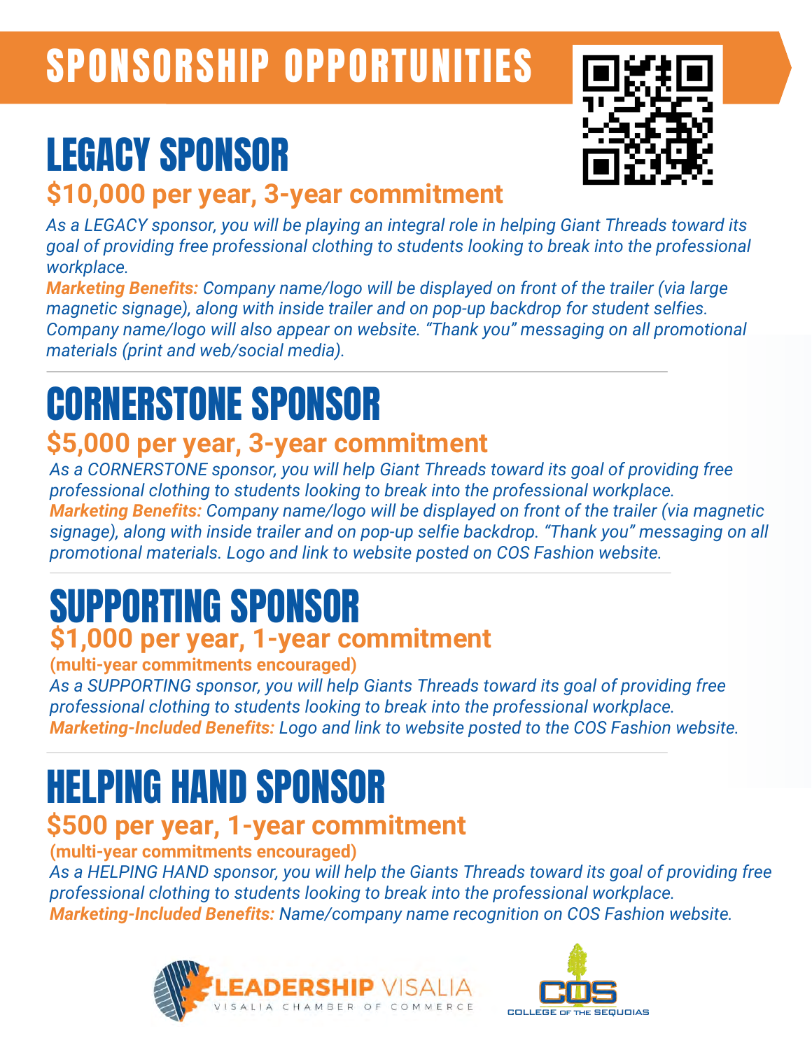# SPONSORSHIP OPPORTUNITIES

## LEGACY SPONSOR

### $10,000 per year, 3-year commitment

*As a LEGACY sponsor, you will be playing an integral role in helping Giant Threads toward its goal of providing free professional clothing to students looking to break into the professional workplace.*

***Marketing Benefits:*** *Company name/logo will be displayed on front of the trailer (via large magnetic signage), along with inside trailer and on pop-up backdrop for student selfies. Company name/logo will also appear on website. "Thank you" messaging on all promotional materials (print and web/social media).*

---

## CORNERSTONE SPONSOR

### $5,000 per year, 3-year commitment

*As a CORNERSTONE sponsor, you will help Giant Threads toward its goal of providing free professional clothing to students looking to break into the professional workplace.*

***Marketing Benefits:*** *Company name/logo will be displayed on front of the trailer (via magnetic signage), along with inside trailer and on pop-up selfie backdrop. "Thank you" messaging on all promotional materials. Logo and link to website posted on COS Fashion website.*

---

## SUPPORTING SPONSOR

### $1,000 per year, 1-year commitment

**(multi-year commitments encouraged)**

*As a SUPPORTING sponsor, you will help Giants Threads toward its goal of providing free professional clothing to students looking to break into the professional workplace.*

***Marketing-Included Benefits:*** *Logo and link to website posted to the COS Fashion website.*

---

## HELPING HAND SPONSOR

### $500 per year, 1-year commitment

**(multi-year commitments encouraged)**

*As a HELPING HAND sponsor, you will help the Giants Threads toward its goal of providing free professional clothing to students looking to break into the professional workplace.*

***Marketing-Included Benefits:*** *Name/company name recognition on COS Fashion website.*

LEADERSHIP VISALIA
VISALIA CHAMBER OF COMMERCE

COS
COLLEGE OF THE SEQUOIAS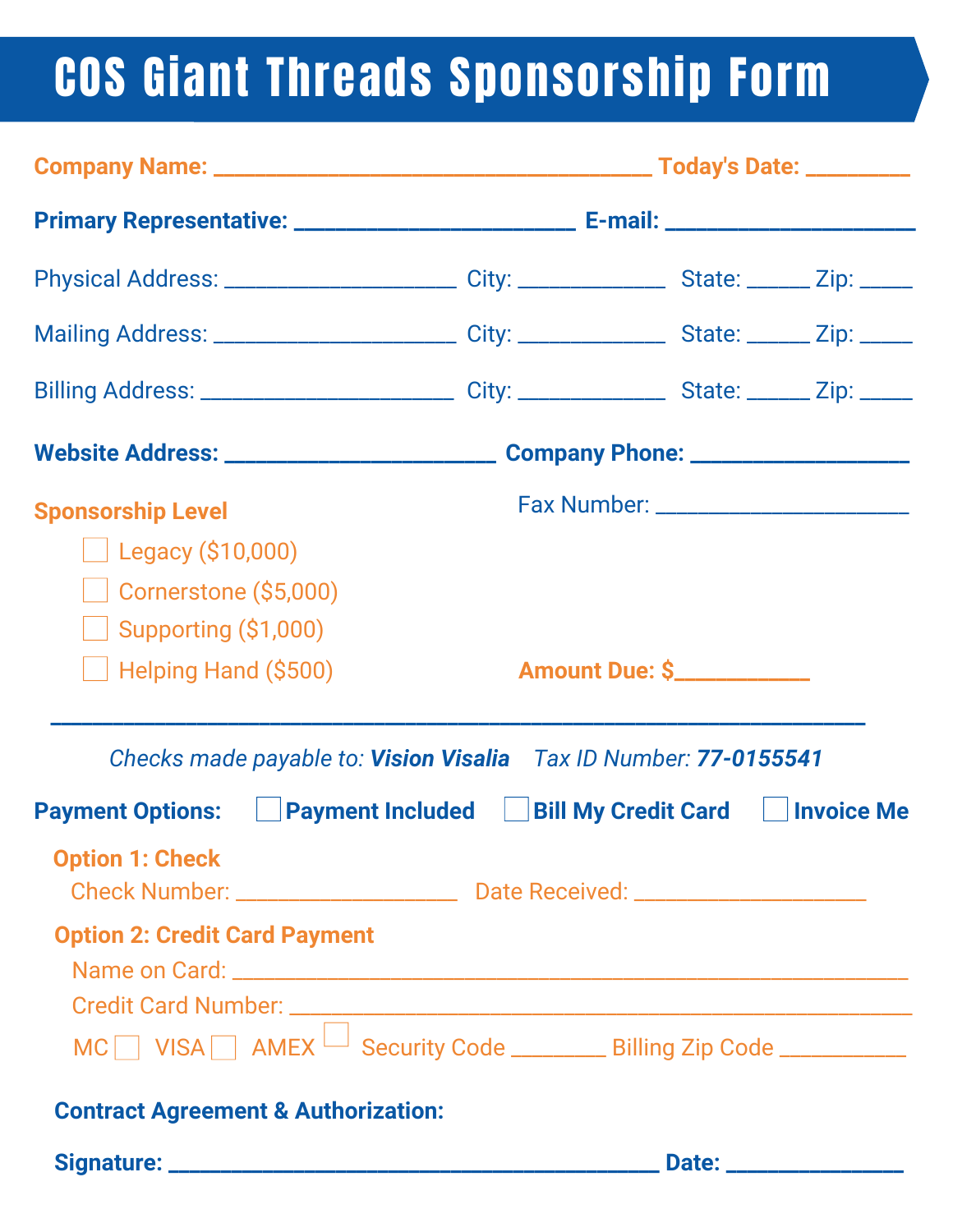# COS Giant Threads Sponsorship Form

**Company Name: ______________________________________ Today's Date: _________**

**Primary Representative: _________________________ E-mail: ______________________**

Physical Address: ____________________ City: _____________ State: ______ Zip: _____

Mailing Address: _____________________ City: _____________ State: ______ Zip: _____

Billing Address: ______________________ City: _____________ State: ______ Zip: _____

**Website Address: ________________________ Company Phone: ___________________**

Fax Number: ______________________

**Sponsorship Level**

- ☐ Legacy ($10,000)
- ☐ Cornerstone ($5,000)
- ☐ Supporting ($1,000)
- ☐ Helping Hand ($500)

**Amount Due: $___________**

---

*Checks made payable to:* ***Vision Visalia*** *Tax ID Number:* ***77-0155541***

**Payment Options:** ☐ **Payment Included** ☐ **Bill My Credit Card** ☐ **Invoice Me**

**Option 1: Check**

Check Number: ___________________ Date Received: ____________________

**Option 2: Credit Card Payment**

Name on Card: ____________________________________________________________

Credit Card Number: _______________________________________________________

MC ☐ VISA ☐ AMEX ☐ Security Code ________ Billing Zip Code ___________

**Contract Agreement & Authorization:**

**Signature: ___________________________________________ Date: _______________**